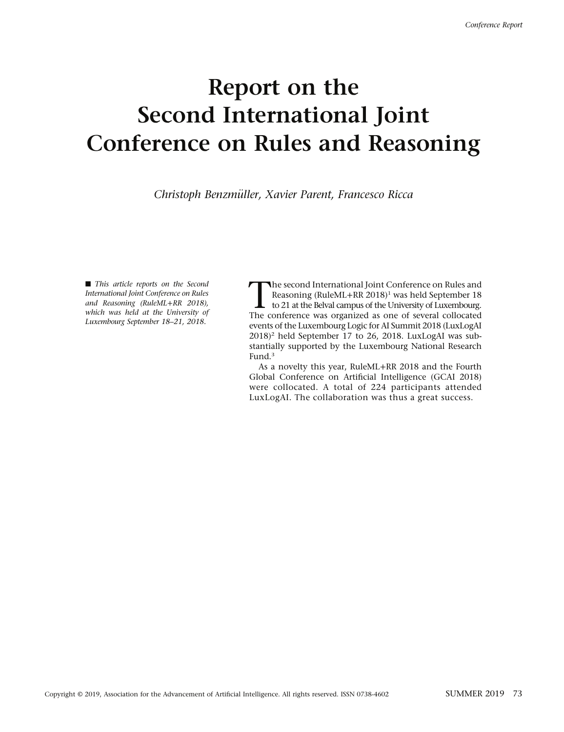# Report on the Second International Joint Conference on Rules and Reasoning

*Christoph Benzmüller, Xavier Parent, Francesco Ricca*

■ *This article reports on the Second International Joint Conference on Rules and Reasoning (RuleML+RR 2018), which was held at the University of Luxembourg September 18–21, 2018.*

The second International Joint Conference on Rules and Reasoning (RuleML+RR 2018)[1] was held September 18 to 21 at the Belval campus of the University of Luxembourg. The conference was organized as one of several collocated events of the Luxembourg Logic for AI Summit 2018 (LuxLogAI 2018)[2] held September 17 to 26, 2018. LuxLogAI was substantially supported by the Luxembourg National Research Fund.[3]

As a novelty this year, RuleML+RR 2018 and the Fourth Global Conference on Artificial Intelligence (GCAI 2018) were collocated. A total of 224 participants attended LuxLogAI. The collaboration was thus a great success.

Copyright © 2019, Association for the Advancement of Artificial Intelligence. All rights reserved. ISSN 0738-4602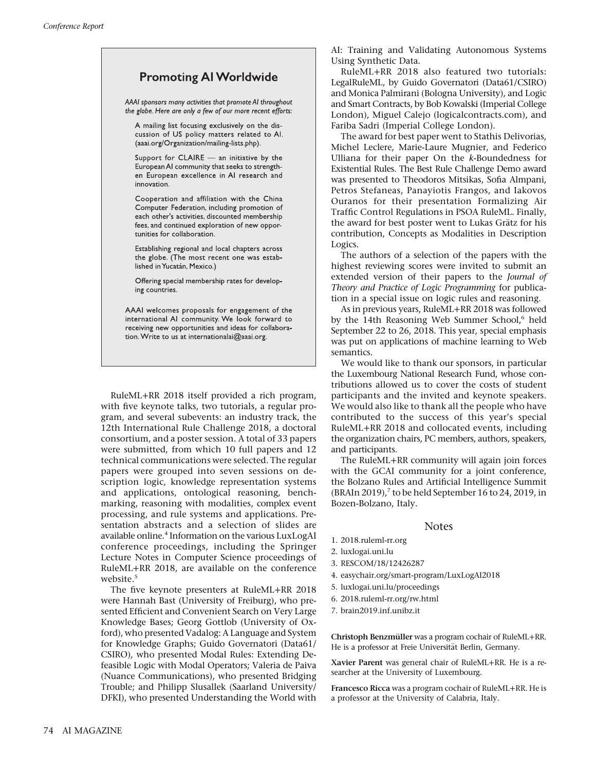## Promoting AI Worldwide

*AAAI sponsors many activities that promote AI throughout the globe. Here are only a few of our more recent efforts:*

A mailing list focusing exclusively on the discussion of US policy matters related to AI. (aaai.org/Organization/mailing-lists.php).

Support for CLAIRE — an initiative by the European AI community that seeks to strengthen European excellence in AI research and innovation.

Cooperation and affiliation with the China Computer Federation, including promotion of each other's activities, discounted membership fees, and continued exploration of new opportunities for collaboration.

Establishing regional and local chapters across the globe. (The most recent one was established in Yucatán, Mexico.)

Offering special membership rates for developing countries.

AAAI welcomes proposals for engagement of the international AI community. We look forward to receiving new opportunities and ideas for collaboration. Write to us at internationalai@aaai.org.

RuleML+RR 2018 itself provided a rich program, with five keynote talks, two tutorials, a regular program, and several subevents: an industry track, the 12th International Rule Challenge 2018, a doctoral consortium, and a poster session. A total of 33 papers were submitted, from which 10 full papers and 12 technical communications were selected. The regular papers were grouped into seven sessions on description logic, knowledge representation systems and applications, ontological reasoning, benchmarking, reasoning with modalities, complex event processing, and rule systems and applications. Presentation abstracts and a selection of slides are available online.[4] Information on the various LuxLogAI conference proceedings, including the Springer Lecture Notes in Computer Science proceedings of RuleML+RR 2018, are available on the conference website.[5]

The five keynote presenters at RuleML+RR 2018 were Hannah Bast (University of Freiburg), who presented Efficient and Convenient Search on Very Large Knowledge Bases; Georg Gottlob (University of Oxford), who presented Vadalog: A Language and System for Knowledge Graphs; Guido Governatori (Data61/CSIRO), who presented Modal Rules: Extending Defeasible Logic with Modal Operators; Valeria de Paiva (Nuance Communications), who presented Bridging Trouble; and Philipp Slusallek (Saarland University/DFKI), who presented Understanding the World with AI: Training and Validating Autonomous Systems Using Synthetic Data.

RuleML+RR 2018 also featured two tutorials: LegalRuleML, by Guido Governatori (Data61/CSIRO) and Monica Palmirani (Bologna University), and Logic and Smart Contracts, by Bob Kowalski (Imperial College London), Miguel Calejo (logicalcontracts.com), and Fariba Sadri (Imperial College London).

The award for best paper went to Stathis Delivorias, Michel Leclere, Marie-Laure Mugnier, and Federico Ulliana for their paper On the *k*-Boundedness for Existential Rules. The Best Rule Challenge Demo award was presented to Theodoros Mitsikas, Sofia Almpani, Petros Stefaneas, Panayiotis Frangos, and Iakovos Ouranos for their presentation Formalizing Air Traffic Control Regulations in PSOA RuleML. Finally, the award for best poster went to Lukas Grätz for his contribution, Concepts as Modalities in Description Logics.

The authors of a selection of the papers with the highest reviewing scores were invited to submit an extended version of their papers to the *Journal of Theory and Practice of Logic Programming* for publication in a special issue on logic rules and reasoning.

As in previous years, RuleML+RR 2018 was followed by the 14th Reasoning Web Summer School,[6] held September 22 to 26, 2018. This year, special emphasis was put on applications of machine learning to Web semantics.

We would like to thank our sponsors, in particular the Luxembourg National Research Fund, whose contributions allowed us to cover the costs of student participants and the invited and keynote speakers. We would also like to thank all the people who have contributed to the success of this year's special RuleML+RR 2018 and collocated events, including the organization chairs, PC members, authors, speakers, and participants.

The RuleML+RR community will again join forces with the GCAI community for a joint conference, the Bolzano Rules and Artificial Intelligence Summit (BRAIn 2019),[7] to be held September 16 to 24, 2019, in Bozen-Bolzano, Italy.

## Notes

1. 2018.ruleml-rr.org
2. luxlogai.uni.lu
3. RESCOM/18/12426287
4. easychair.org/smart-program/LuxLogAI2018
5. luxlogai.uni.lu/proceedings
6. 2018.ruleml-rr.org/rw.html
7. brain2019.inf.unibz.it

**Christoph Benzmüller** was a program cochair of RuleML+RR. He is a professor at Freie Universität Berlin, Germany.

**Xavier Parent** was general chair of RuleML+RR. He is a researcher at the University of Luxembourg.

**Francesco Ricca** was a program cochair of RuleML+RR. He is a professor at the University of Calabria, Italy.